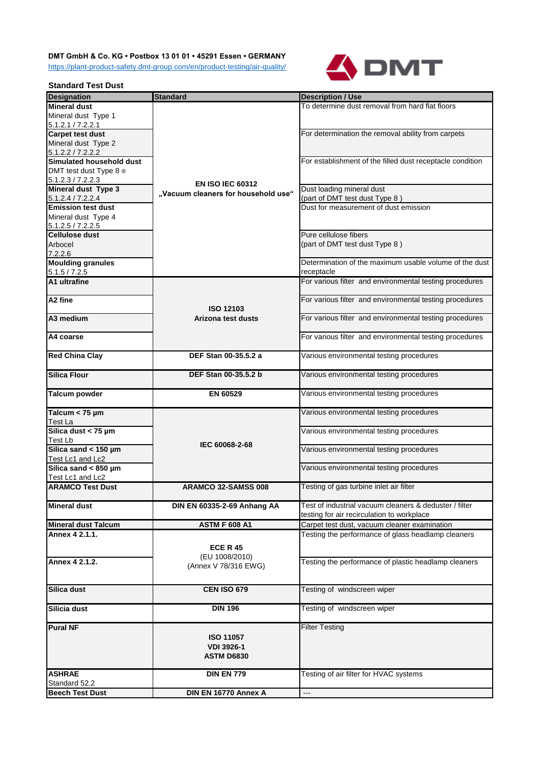**DMT GmbH & Co. KG • Postbox 13 01 01 • 45291 Essen • GERMANY**
https://plant-product-safety.dmt-group.com/en/product-testing/air-quality/

DMT

## Standard Test Dust

| Designation | Standard | Description / Use |
|---|---|---|
| **Mineral dust** Mineral dust Type 1 5.1.2.1 / 7.2.2.1 | **EN ISO IEC 60312 „Vacuum cleaners for household use“** | To determine dust removal from hard flat floors |
| **Carpet test dust** Mineral dust Type 2 5.1.2.2 / 7.2.2.2 | | For determination the removal ability from carpets |
| **Simulated household dust** DMT test dust Type 8 ® 5.1.2.3 / 7.2.2.3 | | For establishment of the filled dust receptacle condition |
| **Mineral dust Type 3** 5.1.2.4 / 7.2.2.4 | | Dust loading mineral dust (part of DMT test dust Type 8 ) |
| **Emission test dust** Mineral dust Type 4 5.1.2.5 / 7.2.2.5 | | Dust for measurement of dust emission |
| **Cellulose dust** Arbocel 7.2.2.6 | | Pure cellulose fibers (part of DMT test dust Type 8 ) |
| **Moulding granules** 5.1.5 / 7.2.5 | | Determination of the maximum usable volume of the dust receptacle |
| **A1 ultrafine** | **ISO 12103 Arizona test dusts** | For various filter and environmental testing procedures |
| **A2 fine** | | For various filter and environmental testing procedures |
| **A3 medium** | | For various filter and environmental testing procedures |
| **A4 coarse** | | For various filter and environmental testing procedures |
| **Red China Clay** | **DEF Stan 00-35.5.2 a** | Various environmental testing procedures |
| **Silica Flour** | **DEF Stan 00-35.5.2 b** | Various environmental testing procedures |
| **Talcum powder** | **EN 60529** | Various environmental testing procedures |
| **Talcum < 75 µm** Test La | **IEC 60068-2-68** | Various environmental testing procedures |
| **Silica dust < 75 µm** Test Lb | | Various environmental testing procedures |
| **Silica sand < 150 µm** Test Lc1 and Lc2 | | Various environmental testing procedures |
| **Silica sand < 850 µm** Test Lc1 and Lc2 | | Various environmental testing procedures |
| **ARAMCO Test Dust** | **ARAMCO 32-SAMSS 008** | Testing of gas turbine inlet air filter |
| **Mineral dust** | **DIN EN 60335-2-69 Anhang AA** | Test of industrial vacuum cleaners & deduster / filter testing for air recirculation to workplace |
| **Mineral dust Talcum** | **ASTM F 608 A1** | Carpet test dust, vacuum cleaner examination |
| **Annex 4 2.1.1.** | **ECE R 45** (EU 1008/2010) (Annex V 78/316 EWG) | Testing the performance of glass headlamp cleaners |
| **Annex 4 2.1.2.** | | Testing the performance of plastic headlamp cleaners |
| **Silica dust** | **CEN ISO 679** | Testing of windscreen wiper |
| **Silicia dust** | **DIN 196** | Testing of windscreen wiper |
| **Pural NF** | **ISO 11057 VDI 3926-1 ASTM D6830** | Filter Testing |
| **ASHRAE** Standard 52.2 | **DIN EN 779** | Testing of air filter for HVAC systems |
| **Beech Test Dust** | **DIN EN 16770 Annex A** | --- |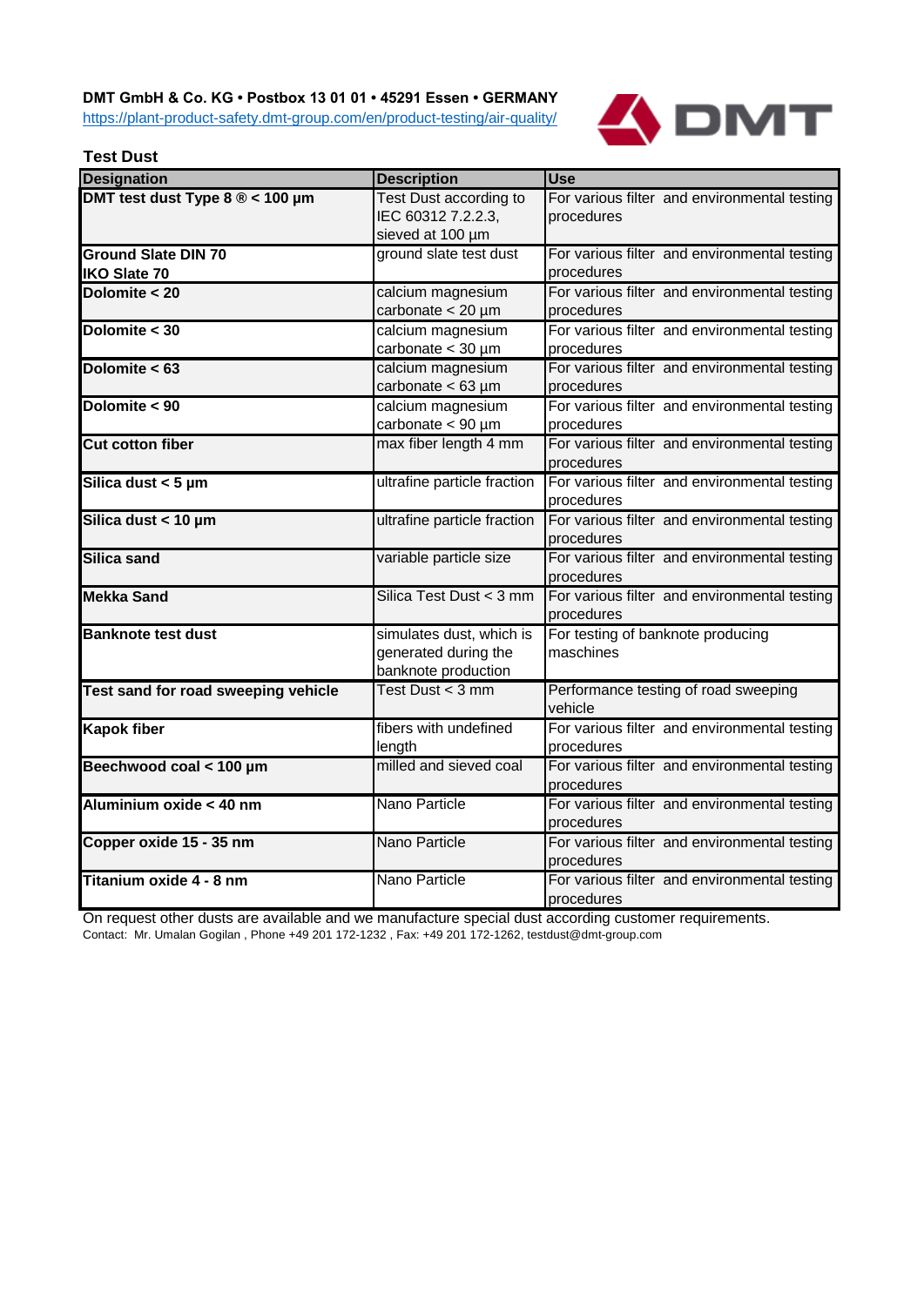**DMT GmbH & Co. KG • Postbox 13 01 01 • 45291 Essen • GERMANY**
https://plant-product-safety.dmt-group.com/en/product-testing/air-quality/

**Test Dust**

| Designation | Description | Use |
|---|---|---|
| **DMT test dust Type 8 ® < 100 µm** | Test Dust according to IEC 60312 7.2.2.3, sieved at 100 µm | For various filter and environmental testing procedures |
| **Ground Slate DIN 70 IKO Slate 70** | ground slate test dust | For various filter and environmental testing procedures |
| **Dolomite < 20** | calcium magnesium carbonate < 20 µm | For various filter and environmental testing procedures |
| **Dolomite < 30** | calcium magnesium carbonate < 30 µm | For various filter and environmental testing procedures |
| **Dolomite < 63** | calcium magnesium carbonate < 63 µm | For various filter and environmental testing procedures |
| **Dolomite < 90** | calcium magnesium carbonate < 90 µm | For various filter and environmental testing procedures |
| **Cut cotton fiber** | max fiber length 4 mm | For various filter and environmental testing procedures |
| **Silica dust < 5 µm** | ultrafine particle fraction | For various filter and environmental testing procedures |
| **Silica dust < 10 µm** | ultrafine particle fraction | For various filter and environmental testing procedures |
| **Silica sand** | variable particle size | For various filter and environmental testing procedures |
| **Mekka Sand** | Silica Test Dust < 3 mm | For various filter and environmental testing procedures |
| **Banknote test dust** | simulates dust, which is generated during the banknote production | For testing of banknote producing maschines |
| **Test sand for road sweeping vehicle** | Test Dust < 3 mm | Performance testing of road sweeping vehicle |
| **Kapok fiber** | fibers with undefined length | For various filter and environmental testing procedures |
| **Beechwood coal < 100 µm** | milled and sieved coal | For various filter and environmental testing procedures |
| **Aluminium oxide < 40 nm** | Nano Particle | For various filter and environmental testing procedures |
| **Copper oxide 15 - 35 nm** | Nano Particle | For various filter and environmental testing procedures |
| **Titanium oxide 4 - 8 nm** | Nano Particle | For various filter and environmental testing procedures |

On request other dusts are available and we manufacture special dust according customer requirements.

Contact: Mr. Umalan Gogilan , Phone +49 201 172-1232 , Fax: +49 201 172-1262, testdust@dmt-group.com